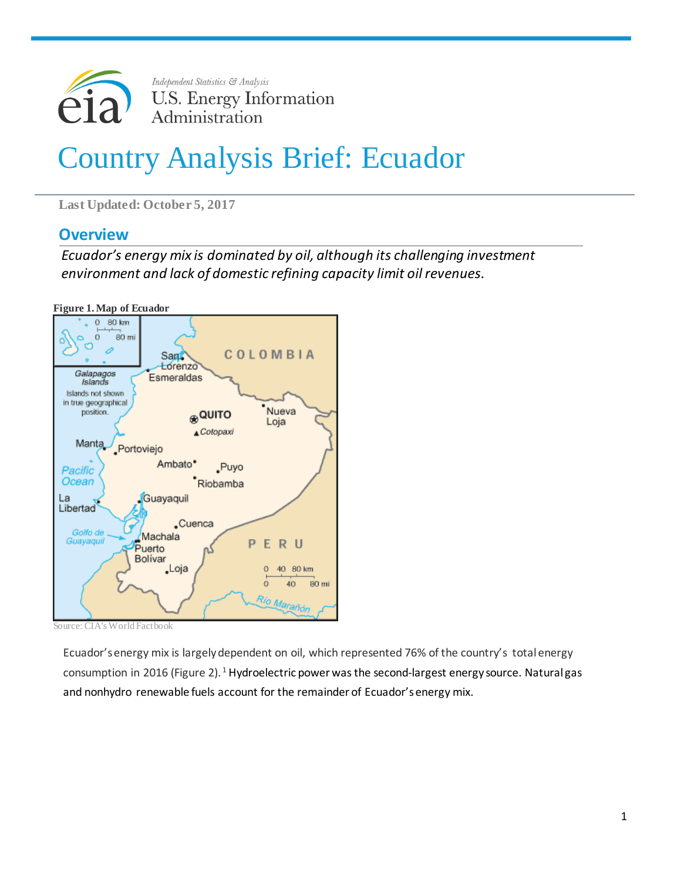Independent Statistics & Analysis
U.S. Energy Information Administration

# Country Analysis Brief: Ecuador

**Last Updated: October 5, 2017**

## Overview

*Ecuador's energy mix is dominated by oil, although its challenging investment environment and lack of domestic refining capacity limit oil revenues.*

**Figure 1. Map of Ecuador**

Source: CIA's World Factbook

Ecuador's energy mix is largely dependent on oil, which represented 76% of the country's total energy consumption in 2016 (Figure 2).[1] Hydroelectric power was the second-largest energy source. Natural gas and nonhydro renewable fuels account for the remainder of Ecuador's energy mix.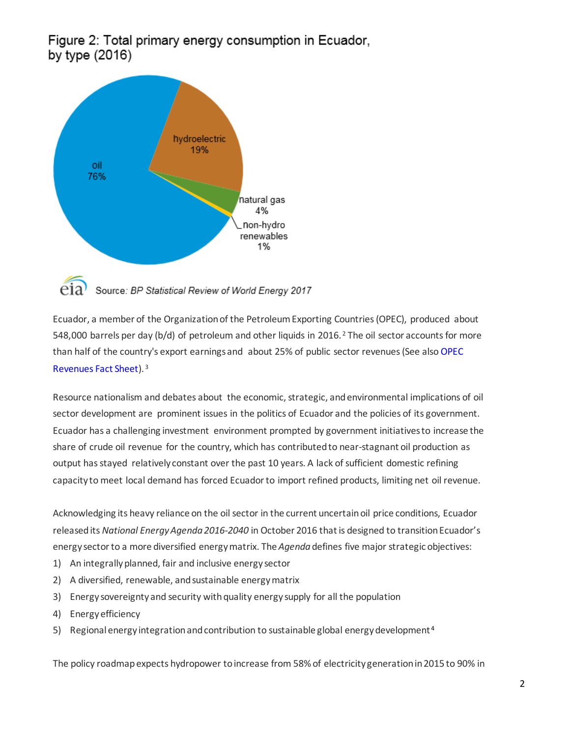Figure 2: Total primary energy consumption in Ecuador, by type (2016)

Source: *BP Statistical Review of World Energy 2017*

Ecuador, a member of the Organization of the Petroleum Exporting Countries (OPEC), produced about 548,000 barrels per day (b/d) of petroleum and other liquids in 2016.[2] The oil sector accounts for more than half of the country's export earnings and about 25% of public sector revenues (See also OPEC Revenues Fact Sheet).[3]

Resource nationalism and debates about the economic, strategic, and environmental implications of oil sector development are prominent issues in the politics of Ecuador and the policies of its government. Ecuador has a challenging investment environment prompted by government initiatives to increase the share of crude oil revenue for the country, which has contributed to near-stagnant oil production as output has stayed relatively constant over the past 10 years. A lack of sufficient domestic refining capacity to meet local demand has forced Ecuador to import refined products, limiting net oil revenue.

Acknowledging its heavy reliance on the oil sector in the current uncertain oil price conditions, Ecuador released its *National Energy Agenda 2016-2040* in October 2016 that is designed to transition Ecuador's energy sector to a more diversified energy matrix. The *Agenda* defines five major strategic objectives:

1) An integrally planned, fair and inclusive energy sector
2) A diversified, renewable, and sustainable energy matrix
3) Energy sovereignty and security with quality energy supply for all the population
4) Energy efficiency
5) Regional energy integration and contribution to sustainable global energy development[4]

The policy roadmap expects hydropower to increase from 58% of electricity generation in 2015 to 90% in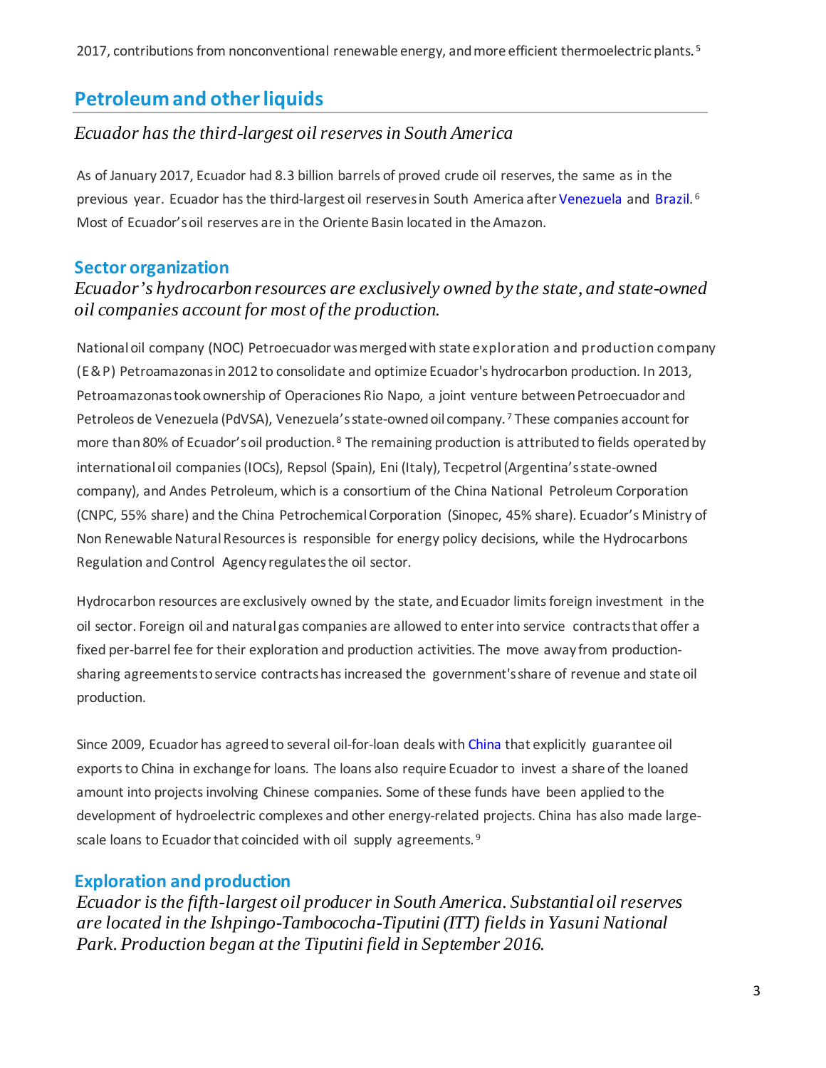2017, contributions from nonconventional renewable energy, and more efficient thermoelectric plants.[5]

## Petroleum and other liquids

*Ecuador has the third-largest oil reserves in South America*

As of January 2017, Ecuador had 8.3 billion barrels of proved crude oil reserves, the same as in the previous year. Ecuador has the third-largest oil reserves in South America after Venezuela and Brazil.[6] Most of Ecuador's oil reserves are in the Oriente Basin located in the Amazon.

### Sector organization

*Ecuador's hydrocarbon resources are exclusively owned by the state, and state-owned oil companies account for most of the production.*

National oil company (NOC) Petroecuador was merged with state exploration and production company (E&P) Petroamazonas in 2012 to consolidate and optimize Ecuador's hydrocarbon production. In 2013, Petroamazonas took ownership of Operaciones Rio Napo, a joint venture between Petroecuador and Petroleos de Venezuela (PdVSA), Venezuela's state-owned oil company.[7] These companies account for more than 80% of Ecuador's oil production.[8] The remaining production is attributed to fields operated by international oil companies (IOCs), Repsol (Spain), Eni (Italy), Tecpetrol (Argentina's state-owned company), and Andes Petroleum, which is a consortium of the China National Petroleum Corporation (CNPC, 55% share) and the China Petrochemical Corporation (Sinopec, 45% share). Ecuador's Ministry of Non Renewable Natural Resources is responsible for energy policy decisions, while the Hydrocarbons Regulation and Control Agency regulates the oil sector.

Hydrocarbon resources are exclusively owned by the state, and Ecuador limits foreign investment in the oil sector. Foreign oil and natural gas companies are allowed to enter into service contracts that offer a fixed per-barrel fee for their exploration and production activities. The move away from production-sharing agreements to service contracts has increased the government's share of revenue and state oil production.

Since 2009, Ecuador has agreed to several oil-for-loan deals with China that explicitly guarantee oil exports to China in exchange for loans. The loans also require Ecuador to invest a share of the loaned amount into projects involving Chinese companies. Some of these funds have been applied to the development of hydroelectric complexes and other energy-related projects. China has also made large-scale loans to Ecuador that coincided with oil supply agreements.[9]

### Exploration and production

*Ecuador is the fifth-largest oil producer in South America. Substantial oil reserves are located in the Ishpingo-Tambococha-Tiputini (ITT) fields in Yasuni National Park. Production began at the Tiputini field in September 2016.*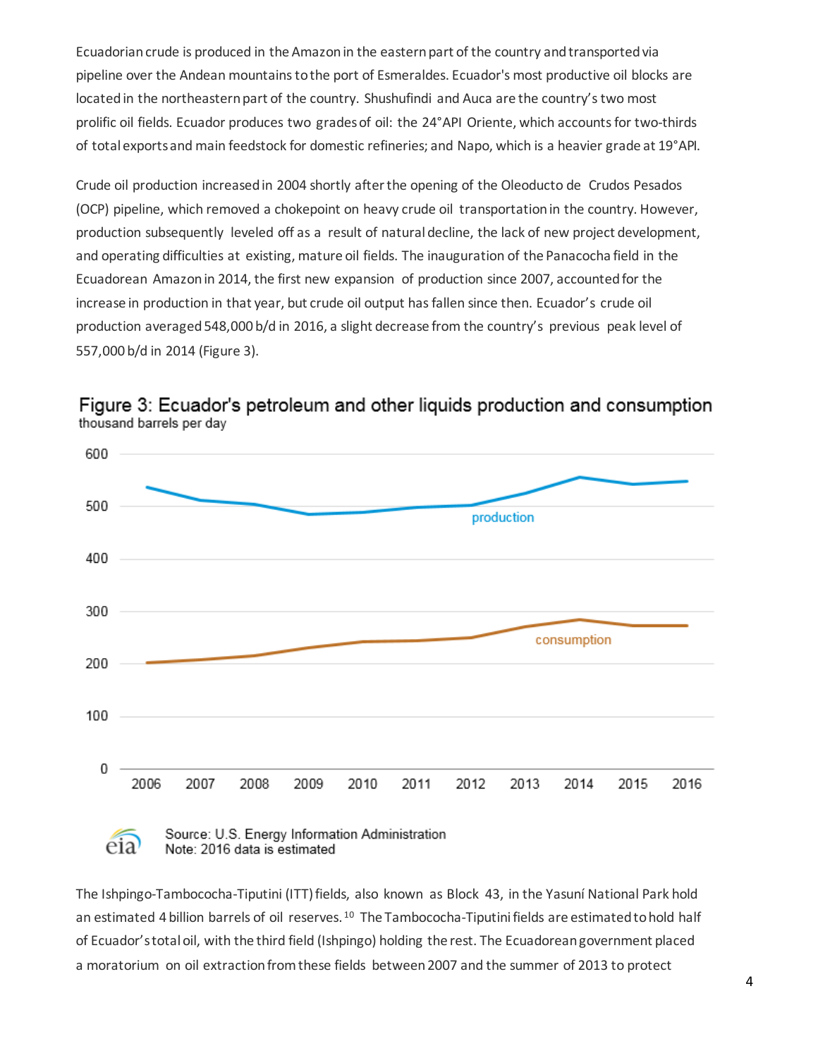Ecuadorian crude is produced in the Amazon in the eastern part of the country and transported via pipeline over the Andean mountains to the port of Esmeraldes. Ecuador's most productive oil blocks are located in the northeastern part of the country. Shushufindi and Auca are the country's two most prolific oil fields. Ecuador produces two grades of oil: the 24°API Oriente, which accounts for two-thirds of total exports and main feedstock for domestic refineries; and Napo, which is a heavier grade at 19°API.

Crude oil production increased in 2004 shortly after the opening of the Oleoducto de Crudos Pesados (OCP) pipeline, which removed a chokepoint on heavy crude oil transportation in the country. However, production subsequently leveled off as a result of natural decline, the lack of new project development, and operating difficulties at existing, mature oil fields. The inauguration of the Panacocha field in the Ecuadorean Amazon in 2014, the first new expansion of production since 2007, accounted for the increase in production in that year, but crude oil output has fallen since then. Ecuador's crude oil production averaged 548,000 b/d in 2016, a slight decrease from the country's previous peak level of 557,000 b/d in 2014 (Figure 3).

Figure 3: Ecuador's petroleum and other liquids production and consumption
thousand barrels per day

Source: U.S. Energy Information Administration
Note: 2016 data is estimated

The Ishpingo-Tambococha-Tiputini (ITT) fields, also known as Block 43, in the Yasuní National Park hold an estimated 4 billion barrels of oil reserves.[10] The Tambococha-Tiputini fields are estimated to hold half of Ecuador's total oil, with the third field (Ishpingo) holding the rest. The Ecuadorean government placed a moratorium on oil extraction from these fields between 2007 and the summer of 2013 to protect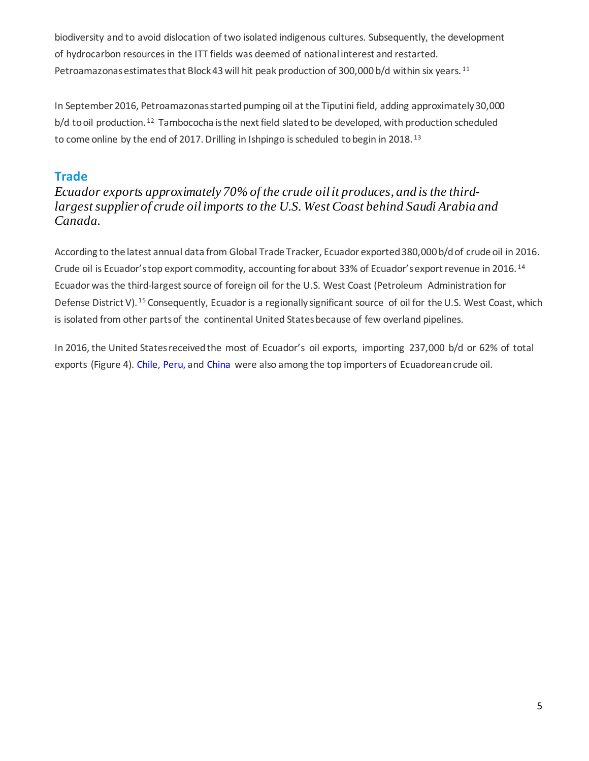biodiversity and to avoid dislocation of two isolated indigenous cultures. Subsequently, the development of hydrocarbon resources in the ITT fields was deemed of national interest and restarted. Petroamazonas estimates that Block 43 will hit peak production of 300,000 b/d within six years.[11]

In September 2016, Petroamazonas started pumping oil at the Tiputini field, adding approximately 30,000 b/d to oil production.[12] Tambococha is the next field slated to be developed, with production scheduled to come online by the end of 2017. Drilling in Ishpingo is scheduled to begin in 2018.[13]

## Trade

*Ecuador exports approximately 70% of the crude oil it produces, and is the third-largest supplier of crude oil imports to the U.S. West Coast behind Saudi Arabia and Canada.*

According to the latest annual data from Global Trade Tracker, Ecuador exported 380,000 b/d of crude oil in 2016. Crude oil is Ecuador's top export commodity, accounting for about 33% of Ecuador's export revenue in 2016.[14] Ecuador was the third-largest source of foreign oil for the U.S. West Coast (Petroleum Administration for Defense District V).[15] Consequently, Ecuador is a regionally significant source of oil for the U.S. West Coast, which is isolated from other parts of the continental United States because of few overland pipelines.

In 2016, the United States received the most of Ecuador's oil exports, importing 237,000 b/d or 62% of total exports (Figure 4). Chile, Peru, and China were also among the top importers of Ecuadorean crude oil.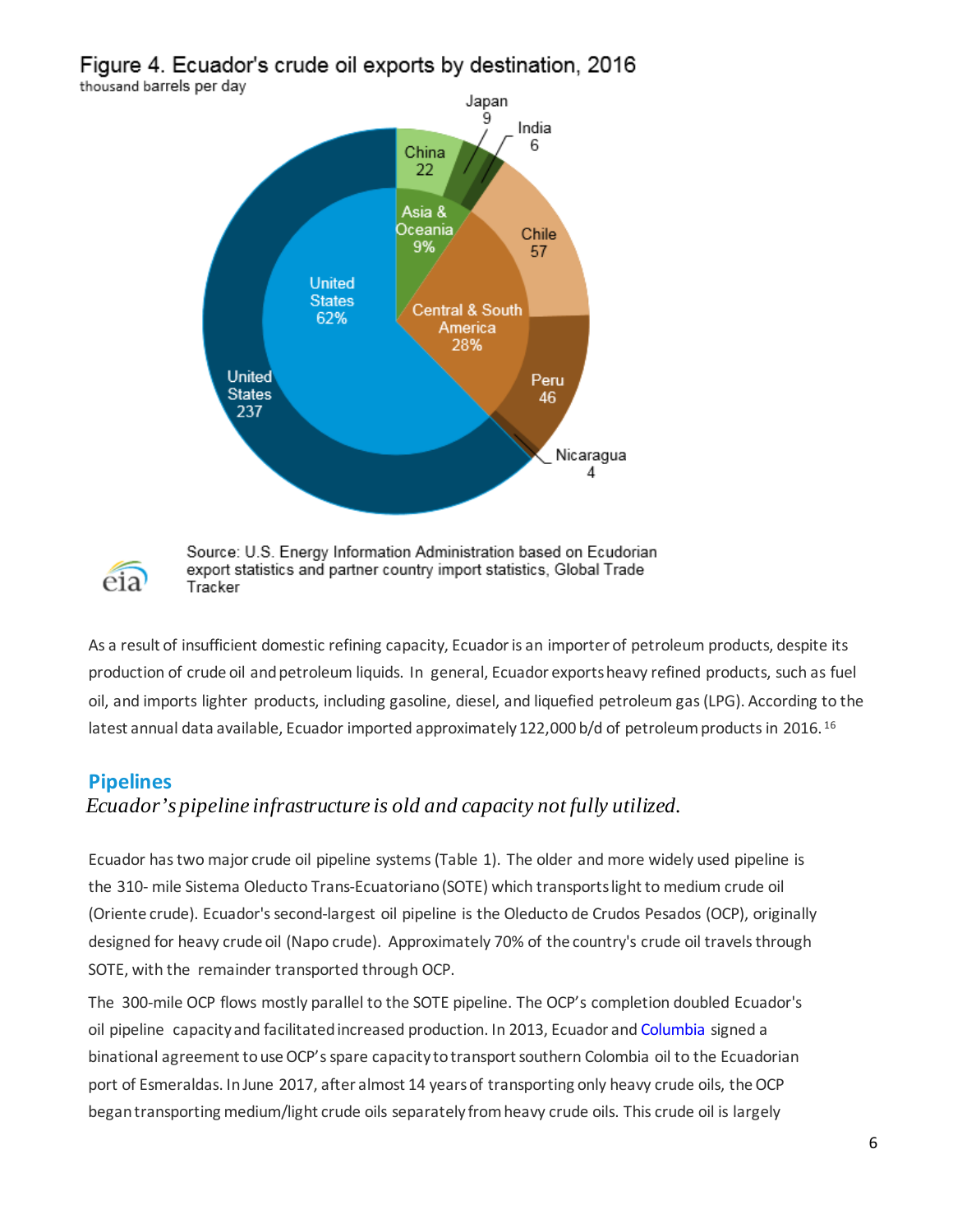Figure 4. Ecuador's crude oil exports by destination, 2016

thousand barrels per day

Source: U.S. Energy Information Administration based on Ecudorian export statistics and partner country import statistics, Global Trade Tracker

As a result of insufficient domestic refining capacity, Ecuador is an importer of petroleum products, despite its production of crude oil and petroleum liquids. In general, Ecuador exports heavy refined products, such as fuel oil, and imports lighter products, including gasoline, diesel, and liquefied petroleum gas (LPG). According to the latest annual data available, Ecuador imported approximately 122,000 b/d of petroleum products in 2016.[16]

## Pipelines

*Ecuador's pipeline infrastructure is old and capacity not fully utilized.*

Ecuador has two major crude oil pipeline systems (Table 1). The older and more widely used pipeline is the 310- mile Sistema Oleducto Trans-Ecuatoriano (SOTE) which transports light to medium crude oil (Oriente crude). Ecuador's second-largest oil pipeline is the Oleducto de Crudos Pesados (OCP), originally designed for heavy crude oil (Napo crude). Approximately 70% of the country's crude oil travels through SOTE, with the remainder transported through OCP.

The 300-mile OCP flows mostly parallel to the SOTE pipeline. The OCP's completion doubled Ecuador's oil pipeline capacity and facilitated increased production. In 2013, Ecuador and Columbia signed a binational agreement to use OCP's spare capacity to transport southern Colombia oil to the Ecuadorian port of Esmeraldas. In June 2017, after almost 14 years of transporting only heavy crude oils, the OCP began transporting medium/light crude oils separately from heavy crude oils. This crude oil is largely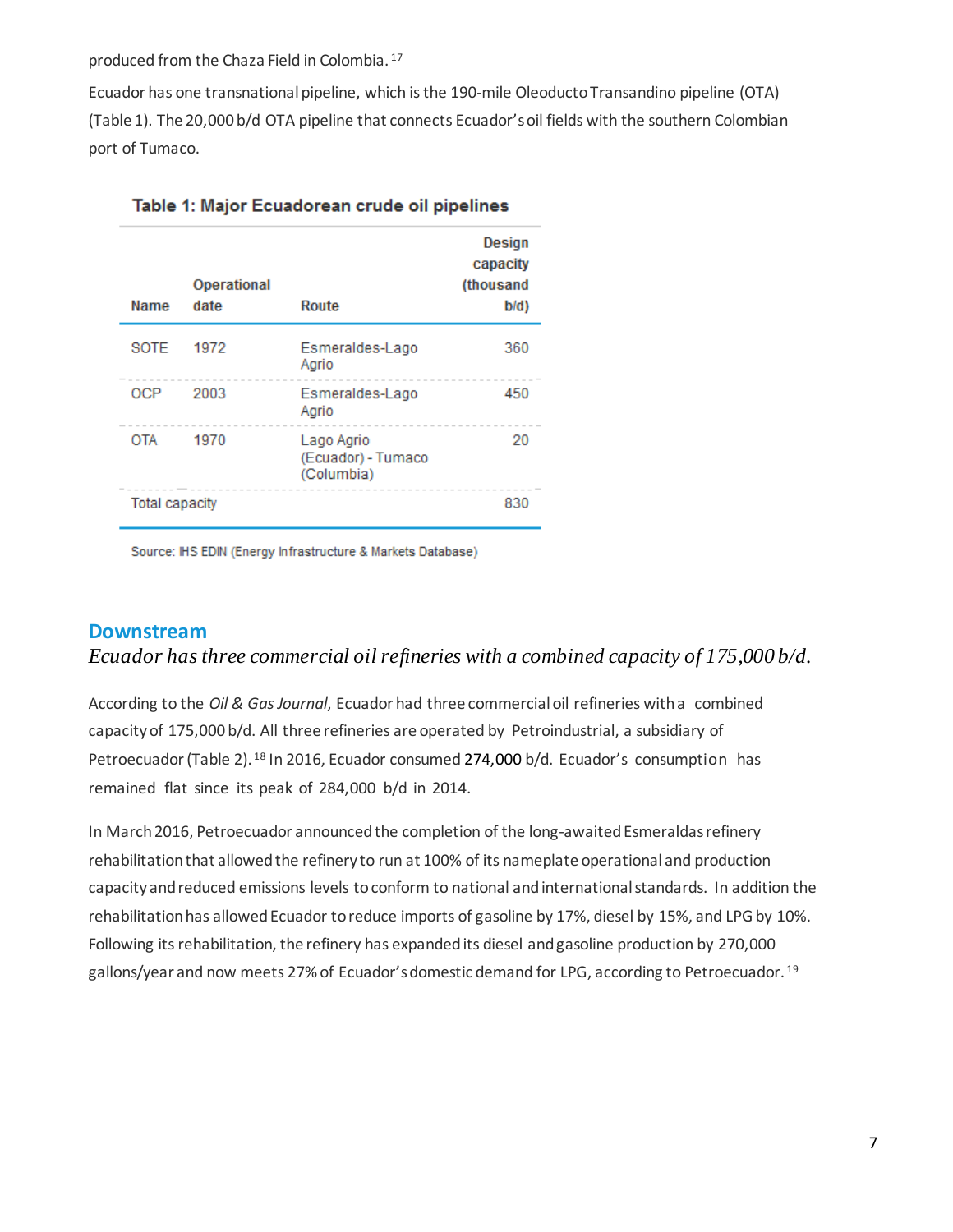produced from the Chaza Field in Colombia.[17]

Ecuador has one transnational pipeline, which is the 190-mile Oleoducto Transandino pipeline (OTA) (Table 1). The 20,000 b/d OTA pipeline that connects Ecuador's oil fields with the southern Colombian port of Tumaco.

**Table 1: Major Ecuadorean crude oil pipelines**

| Name | Operational date | Route | Design capacity (thousand b/d) |
|---|---|---|---|
| SOTE | 1972 | Esmeraldes-Lago Agrio | 360 |
| OCP | 2003 | Esmeraldes-Lago Agrio | 450 |
| OTA | 1970 | Lago Agrio (Ecuador) - Tumaco (Columbia) | 20 |
| Total capacity | | | 830 |

Source: IHS EDIN (Energy Infrastructure & Markets Database)

## Downstream

*Ecuador has three commercial oil refineries with a combined capacity of 175,000 b/d.*

According to the *Oil & Gas Journal*, Ecuador had three commercial oil refineries with a combined capacity of 175,000 b/d. All three refineries are operated by Petroindustrial, a subsidiary of Petroecuador (Table 2).[18] In 2016, Ecuador consumed 274,000 b/d. Ecuador's consumption has remained flat since its peak of 284,000 b/d in 2014.

In March 2016, Petroecuador announced the completion of the long-awaited Esmeraldas refinery rehabilitation that allowed the refinery to run at 100% of its nameplate operational and production capacity and reduced emissions levels to conform to national and international standards. In addition the rehabilitation has allowed Ecuador to reduce imports of gasoline by 17%, diesel by 15%, and LPG by 10%. Following its rehabilitation, the refinery has expanded its diesel and gasoline production by 270,000 gallons/year and now meets 27% of Ecuador's domestic demand for LPG, according to Petroecuador.[19]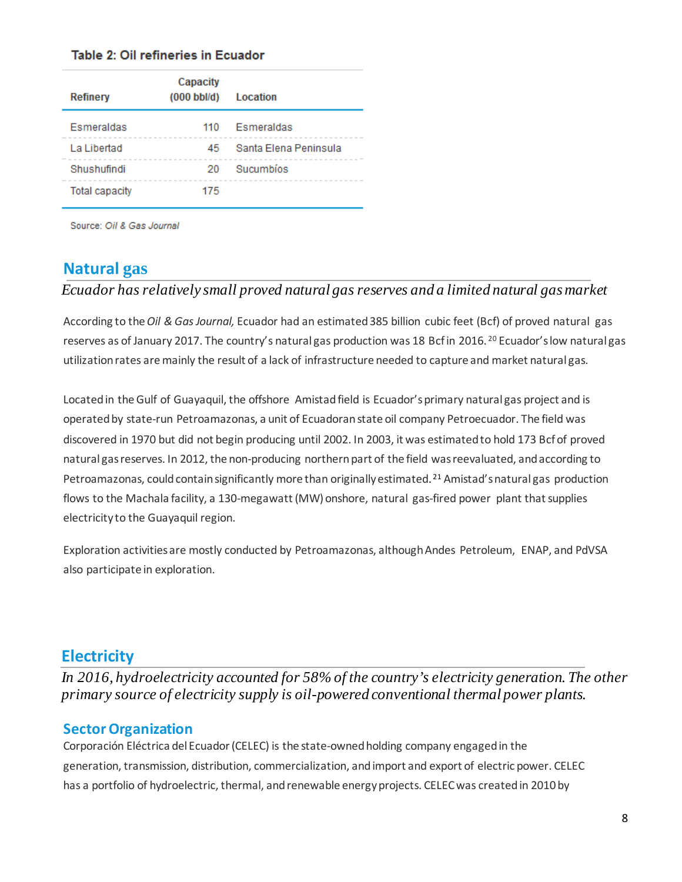**Table 2: Oil refineries in Ecuador**

| Refinery | Capacity (000 bbl/d) | Location |
|---|---|---|
| Esmeraldas | 110 | Esmeraldas |
| La Libertad | 45 | Santa Elena Peninsula |
| Shushufindi | 20 | Sucumbíos |
| Total capacity | 175 | |

Source: *Oil & Gas Journal*

## Natural gas

*Ecuador has relatively small proved natural gas reserves and a limited natural gas market*

According to the *Oil & Gas Journal,* Ecuador had an estimated 385 billion cubic feet (Bcf) of proved natural gas reserves as of January 2017. The country's natural gas production was 18 Bcf in 2016.[20] Ecuador's low natural gas utilization rates are mainly the result of a lack of infrastructure needed to capture and market natural gas.

Located in the Gulf of Guayaquil, the offshore Amistad field is Ecuador's primary natural gas project and is operated by state-run Petroamazonas, a unit of Ecuadoran state oil company Petroecuador. The field was discovered in 1970 but did not begin producing until 2002. In 2003, it was estimated to hold 173 Bcf of proved natural gas reserves. In 2012, the non-producing northern part of the field was reevaluated, and according to Petroamazonas, could contain significantly more than originally estimated.[21] Amistad's natural gas production flows to the Machala facility, a 130-megawatt (MW) onshore, natural gas-fired power plant that supplies electricity to the Guayaquil region.

Exploration activities are mostly conducted by Petroamazonas, although Andes Petroleum, ENAP, and PdVSA also participate in exploration.

## Electricity

*In 2016, hydroelectricity accounted for 58% of the country's electricity generation. The other primary source of electricity supply is oil-powered conventional thermal power plants.*

### Sector Organization

Corporación Eléctrica del Ecuador (CELEC) is the state-owned holding company engaged in the generation, transmission, distribution, commercialization, and import and export of electric power. CELEC has a portfolio of hydroelectric, thermal, and renewable energy projects. CELEC was created in 2010 by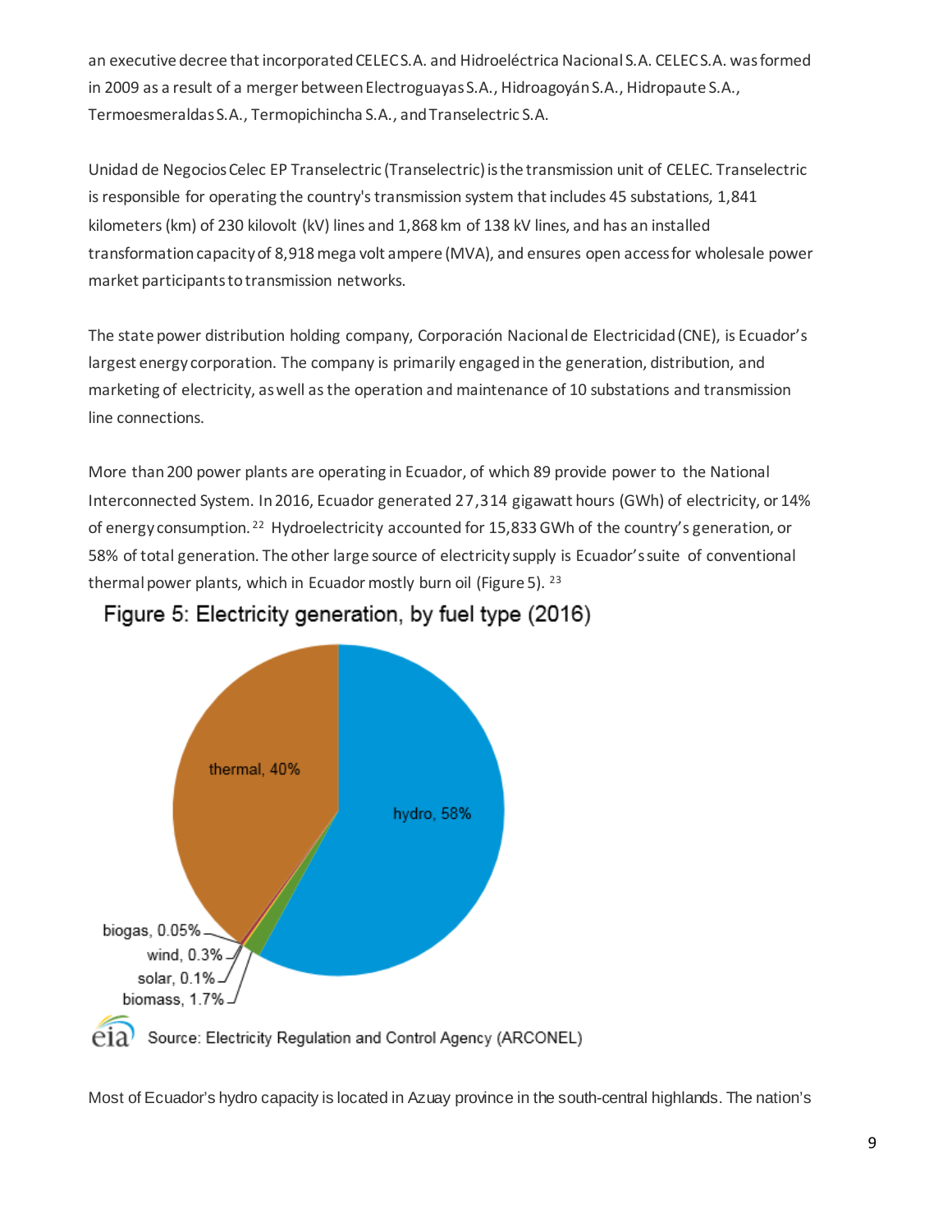an executive decree that incorporated CELEC S.A. and Hidroeléctrica Nacional S.A. CELEC S.A. was formed in 2009 as a result of a merger between Electroguayas S.A., Hidroagoyán S.A., Hidropaute S.A., Termoesmeraldas S.A., Termopichincha S.A., and Transelectric S.A.

Unidad de Negocios Celec EP Transelectric (Transelectric) is the transmission unit of CELEC. Transelectric is responsible for operating the country's transmission system that includes 45 substations, 1,841 kilometers (km) of 230 kilovolt (kV) lines and 1,868 km of 138 kV lines, and has an installed transformation capacity of 8,918 mega volt ampere (MVA), and ensures open access for wholesale power market participants to transmission networks.

The state power distribution holding company, Corporación Nacional de Electricidad (CNE), is Ecuador's largest energy corporation. The company is primarily engaged in the generation, distribution, and marketing of electricity, as well as the operation and maintenance of 10 substations and transmission line connections.

More than 200 power plants are operating in Ecuador, of which 89 provide power to the National Interconnected System. In 2016, Ecuador generated 27,314 gigawatt hours (GWh) of electricity, or 14% of energy consumption.[22] Hydroelectricity accounted for 15,833 GWh of the country's generation, or 58% of total generation. The other large source of electricity supply is Ecuador's suite of conventional thermal power plants, which in Ecuador mostly burn oil (Figure 5).[23]

**Figure 5: Electricity generation, by fuel type (2016)**

thermal, 40%; hydro, 58%; biogas, 0.05%; wind, 0.3%; solar, 0.1%; biomass, 1.7%

Source: Electricity Regulation and Control Agency (ARCONEL)

Most of Ecuador's hydro capacity is located in Azuay province in the south-central highlands. The nation's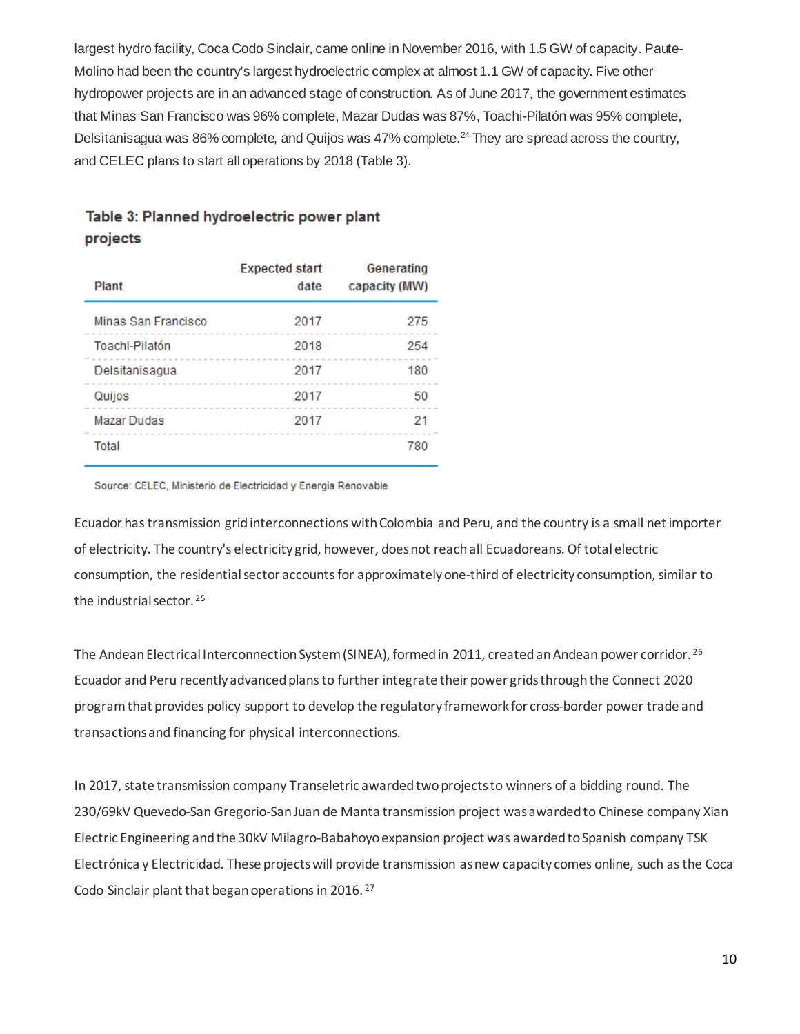largest hydro facility, Coca Codo Sinclair, came online in November 2016, with 1.5 GW of capacity. Paute-Molino had been the country's largest hydroelectric complex at almost 1.1 GW of capacity. Five other hydropower projects are in an advanced stage of construction. As of June 2017, the government estimates that Minas San Francisco was 96% complete, Mazar Dudas was 87%, Toachi-Pilatón was 95% complete, Delsitanisagua was 86% complete, and Quijos was 47% complete.[24] They are spread across the country, and CELEC plans to start all operations by 2018 (Table 3).

**Table 3: Planned hydroelectric power plant projects**

| Plant | Expected start date | Generating capacity (MW) |
|---|---|---|
| Minas San Francisco | 2017 | 275 |
| Toachi-Pilatón | 2018 | 254 |
| Delsitanisagua | 2017 | 180 |
| Quijos | 2017 | 50 |
| Mazar Dudas | 2017 | 21 |
| Total | | 780 |

Source: CELEC, Ministerio de Electricidad y Energia Renovable

Ecuador has transmission grid interconnections with Colombia and Peru, and the country is a small net importer of electricity. The country's electricity grid, however, does not reach all Ecuadoreans. Of total electric consumption, the residential sector accounts for approximately one-third of electricity consumption, similar to the industrial sector.[25]

The Andean Electrical Interconnection System (SINEA), formed in 2011, created an Andean power corridor.[26] Ecuador and Peru recently advanced plans to further integrate their power grids through the Connect 2020 program that provides policy support to develop the regulatory framework for cross-border power trade and transactions and financing for physical interconnections.

In 2017, state transmission company Transeletric awarded two projects to winners of a bidding round. The 230/69kV Quevedo-San Gregorio-San Juan de Manta transmission project was awarded to Chinese company Xian Electric Engineering and the 30kV Milagro-Babahoyo expansion project was awarded to Spanish company TSK Electrónica y Electricidad. These projects will provide transmission as new capacity comes online, such as the Coca Codo Sinclair plant that began operations in 2016.[27]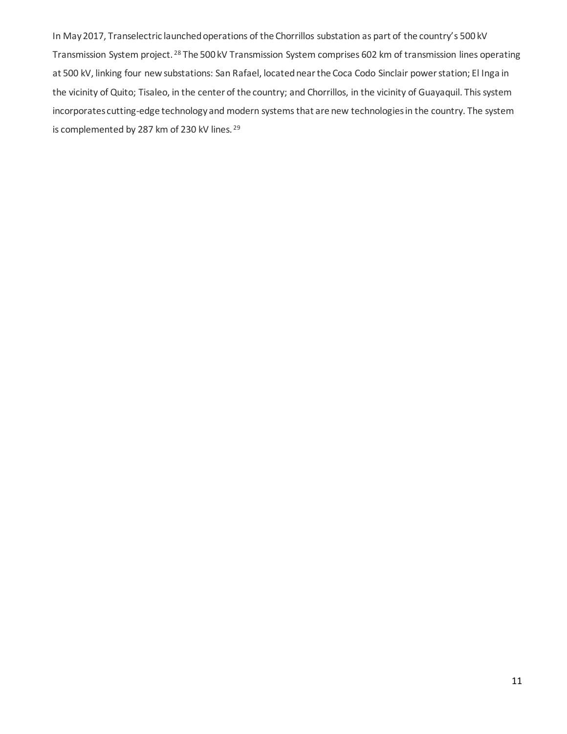In May 2017, Transelectric launched operations of the Chorrillos substation as part of the country's 500 kV Transmission System project.[28] The 500 kV Transmission System comprises 602 km of transmission lines operating at 500 kV, linking four new substations: San Rafael, located near the Coca Codo Sinclair power station; El Inga in the vicinity of Quito; Tisaleo, in the center of the country; and Chorrillos, in the vicinity of Guayaquil. This system incorporates cutting-edge technology and modern systems that are new technologies in the country. The system is complemented by 287 km of 230 kV lines.[29]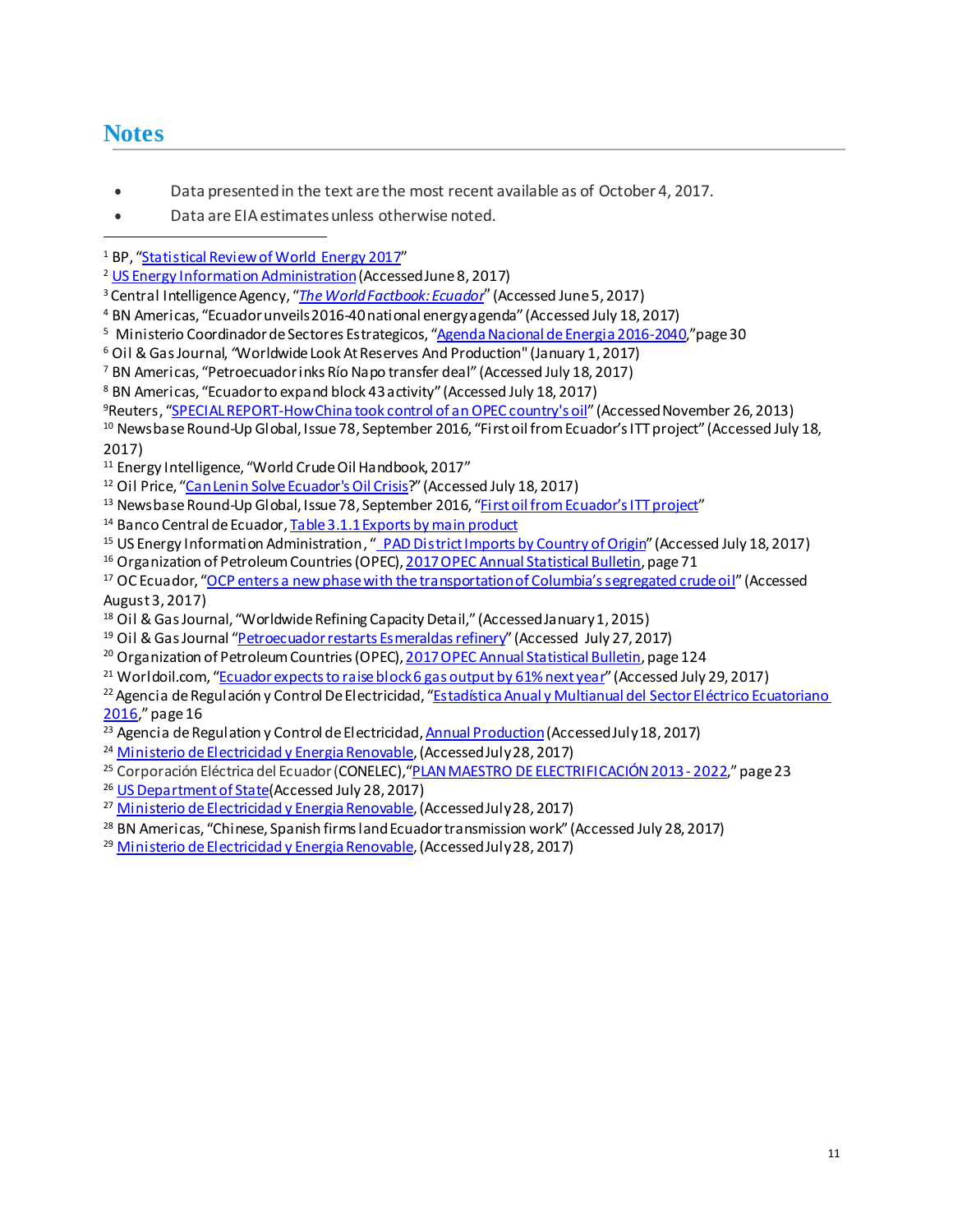# Notes

- Data presented in the text are the most recent available as of October 4, 2017.
- Data are EIA estimates unless otherwise noted.

---

[1] BP, "Statistical Review of World Energy 2017"
[2] US Energy Information Administration (Accessed June 8, 2017)
[3] Central Intelligence Agency, "*The World Factbook: Ecuador*" (Accessed June 5, 2017)
[4] BN Americas, "Ecuador unveils 2016-40 national energy agenda" (Accessed July 18, 2017)
[5] Ministerio Coordinador de Sectores Estrategicos, "Agenda Nacional de Energia 2016-2040," page 30
[6] Oil & Gas Journal, "Worldwide Look At Reserves And Production" (January 1, 2017)
[7] BN Americas, "Petroecuador inks Río Napo transfer deal" (Accessed July 18, 2017)
[8] BN Americas, "Ecuador to expand block 43 activity" (Accessed July 18, 2017)
[9] Reuters, "SPECIAL REPORT-How China took control of an OPEC country's oil" (Accessed November 26, 2013)
[10] Newsbase Round-Up Global, Issue 78, September 2016, "First oil from Ecuador's ITT project" (Accessed July 18, 2017)
[11] Energy Intelligence, "World Crude Oil Handbook, 2017"
[12] Oil Price, "Can Lenin Solve Ecuador's Oil Crisis?" (Accessed July 18, 2017)
[13] Newsbase Round-Up Global, Issue 78, September 2016, "First oil from Ecuador's ITT project"
[14] Banco Central de Ecuador, Table 3.1.1 Exports by main product
[15] US Energy Information Administration, " PAD District Imports by Country of Origin" (Accessed July 18, 2017)
[16] Organization of Petroleum Countries (OPEC), 2017 OPEC Annual Statistical Bulletin, page 71
[17] OC Ecuador, "OCP enters a new phase with the transportation of Columbia's segregated crude oil" (Accessed August 3, 2017)
[18] Oil & Gas Journal, "Worldwide Refining Capacity Detail," (Accessed January 1, 2015)
[19] Oil & Gas Journal "Petroecuador restarts Esmeraldas refinery" (Accessed July 27, 2017)
[20] Organization of Petroleum Countries (OPEC), 2017 OPEC Annual Statistical Bulletin, page 124
[21] Worldoil.com, "Ecuador expects to raise block 6 gas output by 61% next year" (Accessed July 29, 2017)
[22] Agencia de Regulación y Control De Electricidad, "Estadística Anual y Multianual del Sector Eléctrico Ecuatoriano 2016," page 16
[23] Agencia de Regulation y Control de Electricidad, Annual Production (Accessed July 18, 2017)
[24] Ministerio de Electricidad y Energia Renovable, (Accessed July 28, 2017)
[25] Corporación Eléctrica del Ecuador (CONELEC), "PLAN MAESTRO DE ELECTRIFICACIÓN 2013 - 2022," page 23
[26] US Department of State (Accessed July 28, 2017)
[27] Ministerio de Electricidad y Energia Renovable, (Accessed July 28, 2017)
[28] BN Americas, "Chinese, Spanish firms land Ecuador transmission work" (Accessed July 28, 2017)
[29] Ministerio de Electricidad y Energia Renovable, (Accessed July 28, 2017)